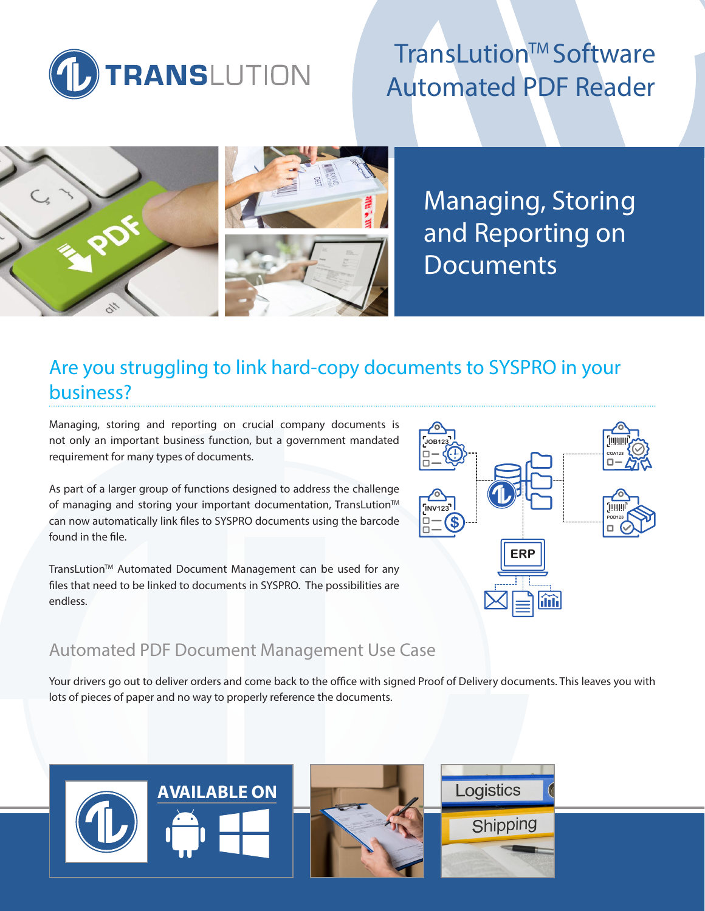# TransLution™ Software Automated PDF Reader

## Managing, Storing and Reporting on Documents

## Are you struggling to link hard-copy documents to SYSPRO in your business?

Managing, storing and reporting on crucial company documents is not only an important business function, but a government mandated requirement for many types of documents.

As part of a larger group of functions designed to address the challenge of managing and storing your important documentation, TransLution™ can now automatically link files to SYSPRO documents using the barcode found in the file.

TransLution™ Automated Document Management can be used for any files that need to be linked to documents in SYSPRO. The possibilities are endless.

### Automated PDF Document Management Use Case

Your drivers go out to deliver orders and come back to the office with signed Proof of Delivery documents. This leaves you with lots of pieces of paper and no way to properly reference the documents.

**AVAILABLE ON**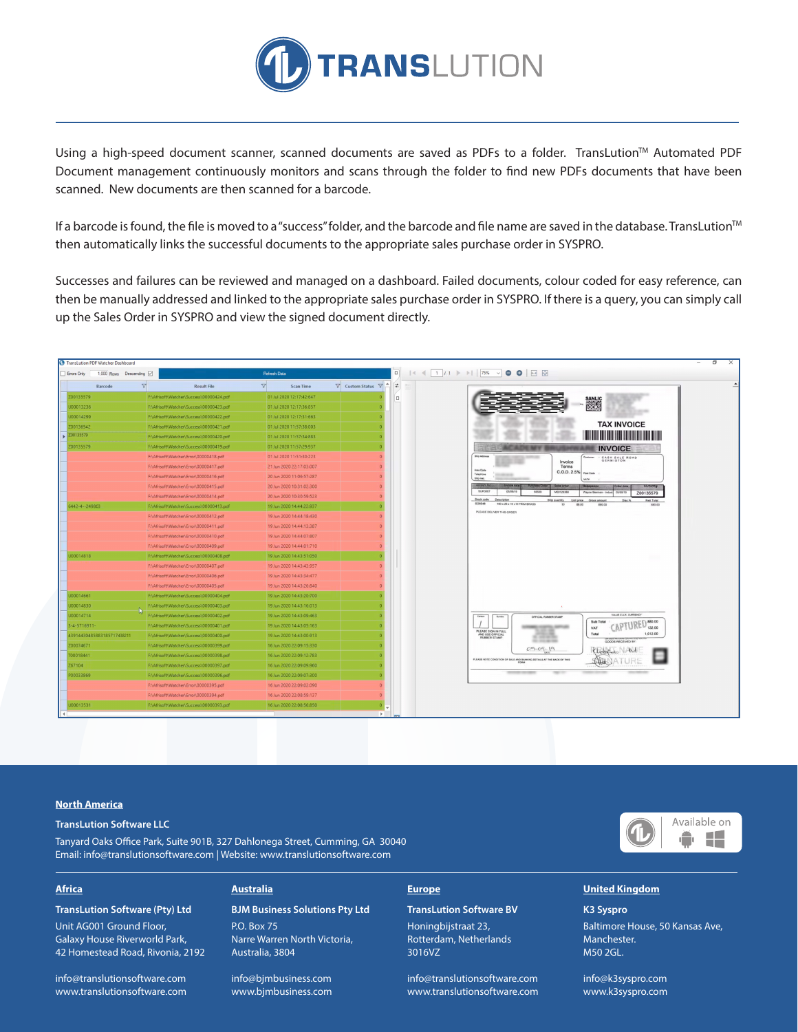Using a high-speed document scanner, scanned documents are saved as PDFs to a folder. TransLution™ Automated PDF Document management continuously monitors and scans through the folder to find new PDFs documents that have been scanned. New documents are then scanned for a barcode.

If a barcode is found, the file is moved to a "success" folder, and the barcode and file name are saved in the database. TransLution™ then automatically links the successful documents to the appropriate sales purchase order in SYSPRO.

Successes and failures can be reviewed and managed on a dashboard. Failed documents, colour coded for easy reference, can then be manually addressed and linked to the appropriate sales purchase order in SYSPRO. If there is a query, you can simply call up the Sales Order in SYSPRO and view the signed document directly.

**North America**

**TransLution Software LLC**

Tanyard Oaks Office Park, Suite 901B, 327 Dahlonega Street, Cumming, GA 30040
Email: info@translutionsoftware.com | Website: www.translutionsoftware.com

Available on

**Africa**

**TransLution Software (Pty) Ltd**

Unit AG001 Ground Floor,
Galaxy House Riverworld Park,
42 Homestead Road, Rivonia, 2192

info@translutionsoftware.com
www.translutionsoftware.com

**Australia**

**BJM Business Solutions Pty Ltd**

P.O. Box 75
Narre Warren North Victoria,
Australia, 3804

info@bjmbusiness.com
www.bjmbusiness.com

**Europe**

**TransLution Software BV**

Honingbijstraat 23,
Rotterdam, Netherlands
3016VZ

info@translutionsoftware.com
www.translutionsoftware.com

**United Kingdom**

**K3 Syspro**

Baltimore House, 50 Kansas Ave,
Manchester.
M50 2GL.

info@k3syspro.com
www.k3syspro.com